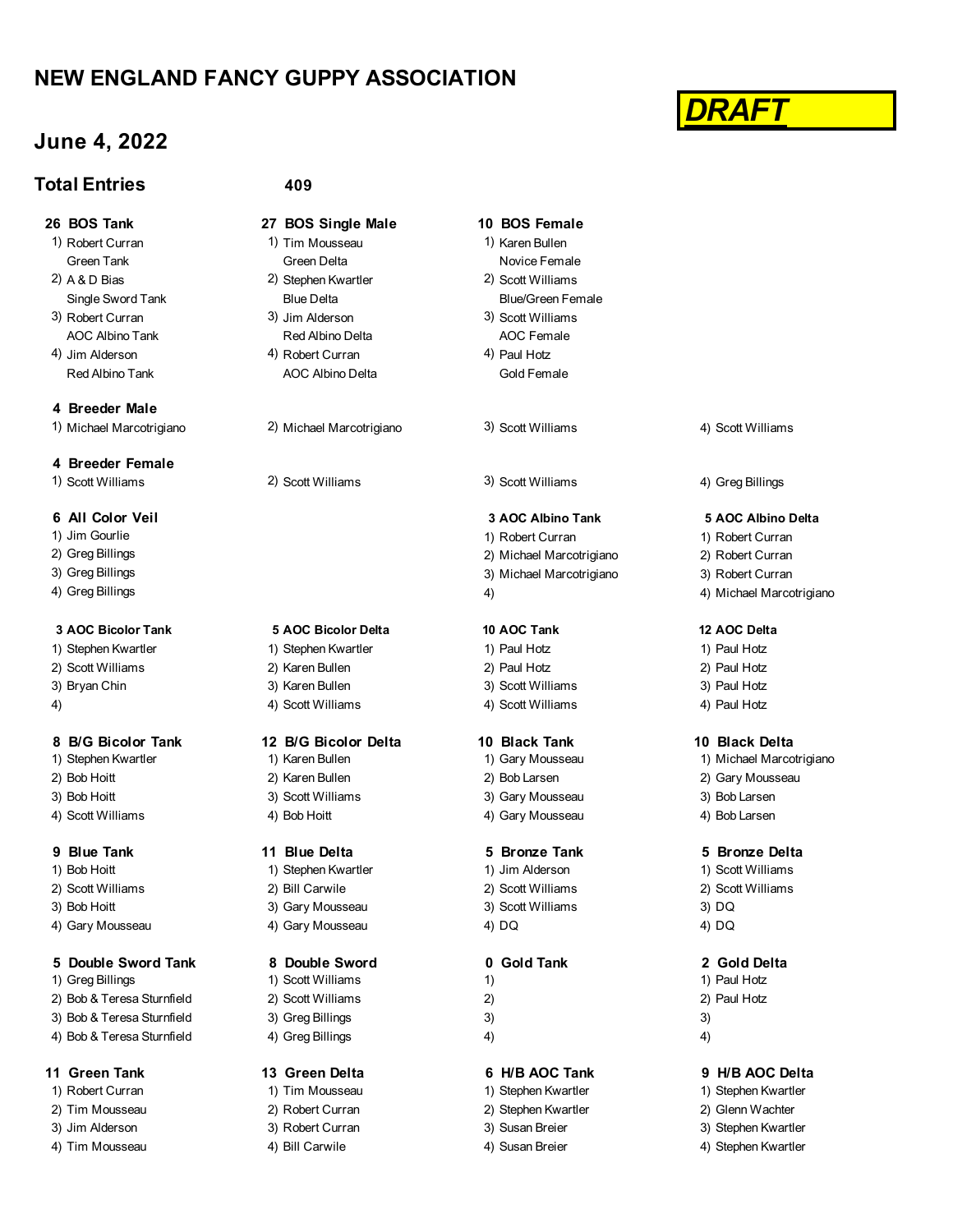# NEW ENGLAND FANCY GUPPY ASSOCIATION

***DRAFT***

## June 4, 2022

## Total Entries 409

| 26 BOS Tank | 27 BOS Single Male | 10 BOS Female | |
|---|---|---|---|
| 1) Robert Curran<br>Green Tank | 1) Tim Mousseau<br>Green Delta | 1) Karen Bullen<br>Novice Female | |
| 2) A & D Bias<br>Single Sword Tank | 2) Stephen Kwartler<br>Blue Delta | 2) Scott Williams<br>Blue/Green Female | |
| 3) Robert Curran<br>AOC Albino Tank | 3) Jim Alderson<br>Red Albino Delta | 3) Scott Williams<br>AOC Female | |
| 4) Jim Alderson<br>Red Albino Tank | 4) Robert Curran<br>AOC Albino Delta | 4) Paul Hotz<br>Gold Female | |

**4 Breeder Male**

| 1) Michael Marcotrigiano | 2) Michael Marcotrigiano | 3) Scott Williams | 4) Scott Williams |
|---|---|---|---|

**4 Breeder Female**

| 1) Scott Williams | 2) Scott Williams | 3) Scott Williams | 4) Greg Billings |
|---|---|---|---|

| 6 All Color Veil | | 3 AOC Albino Tank | 5 AOC Albino Delta |
|---|---|---|---|
| 1) Jim Gourlie | | 1) Robert Curran | 1) Robert Curran |
| 2) Greg Billings | | 2) Michael Marcotrigiano | 2) Robert Curran |
| 3) Greg Billings | | 3) Michael Marcotrigiano | 3) Robert Curran |
| 4) Greg Billings | | 4) | 4) Michael Marcotrigiano |

| 3 AOC Bicolor Tank | 5 AOC Bicolor Delta | 10 AOC Tank | 12 AOC Delta |
|---|---|---|---|
| 1) Stephen Kwartler | 1) Stephen Kwartler | 1) Paul Hotz | 1) Paul Hotz |
| 2) Scott Williams | 2) Karen Bullen | 2) Paul Hotz | 2) Paul Hotz |
| 3) Bryan Chin | 3) Karen Bullen | 3) Scott Williams | 3) Paul Hotz |
| 4) | 4) Scott Williams | 4) Scott Williams | 4) Paul Hotz |

| 8 B/G Bicolor Tank | 12 B/G Bicolor Delta | 10 Black Tank | 10 Black Delta |
|---|---|---|---|
| 1) Stephen Kwartler | 1) Karen Bullen | 1) Gary Mousseau | 1) Michael Marcotrigiano |
| 2) Bob Hoitt | 2) Karen Bullen | 2) Bob Larsen | 2) Gary Mousseau |
| 3) Bob Hoitt | 3) Scott Williams | 3) Gary Mousseau | 3) Bob Larsen |
| 4) Scott Williams | 4) Bob Hoitt | 4) Gary Mousseau | 4) Bob Larsen |

| 9 Blue Tank | 11 Blue Delta | 5 Bronze Tank | 5 Bronze Delta |
|---|---|---|---|
| 1) Bob Hoitt | 1) Stephen Kwartler | 1) Jim Alderson | 1) Scott Williams |
| 2) Scott Williams | 2) Bill Carwile | 2) Scott Williams | 2) Scott Williams |
| 3) Bob Hoitt | 3) Gary Mousseau | 3) Scott Williams | 3) DQ |
| 4) Gary Mousseau | 4) Gary Mousseau | 4) DQ | 4) DQ |

| 5 Double Sword Tank | 8 Double Sword | 0 Gold Tank | 2 Gold Delta |
|---|---|---|---|
| 1) Greg Billings | 1) Scott Williams | 1) | 1) Paul Hotz |
| 2) Bob & Teresa Sturnfield | 2) Scott Williams | 2) | 2) Paul Hotz |
| 3) Bob & Teresa Sturnfield | 3) Greg Billings | 3) | 3) |
| 4) Bob & Teresa Sturnfield | 4) Greg Billings | 4) | 4) |

| 11 Green Tank | 13 Green Delta | 6 H/B AOC Tank | 9 H/B AOC Delta |
|---|---|---|---|
| 1) Robert Curran | 1) Tim Mousseau | 1) Stephen Kwartler | 1) Stephen Kwartler |
| 2) Tim Mousseau | 2) Robert Curran | 2) Stephen Kwartler | 2) Glenn Wachter |
| 3) Jim Alderson | 3) Robert Curran | 3) Susan Breier | 3) Stephen Kwartler |
| 4) Tim Mousseau | 4) Bill Carwile | 4) Susan Breier | 4) Stephen Kwartler |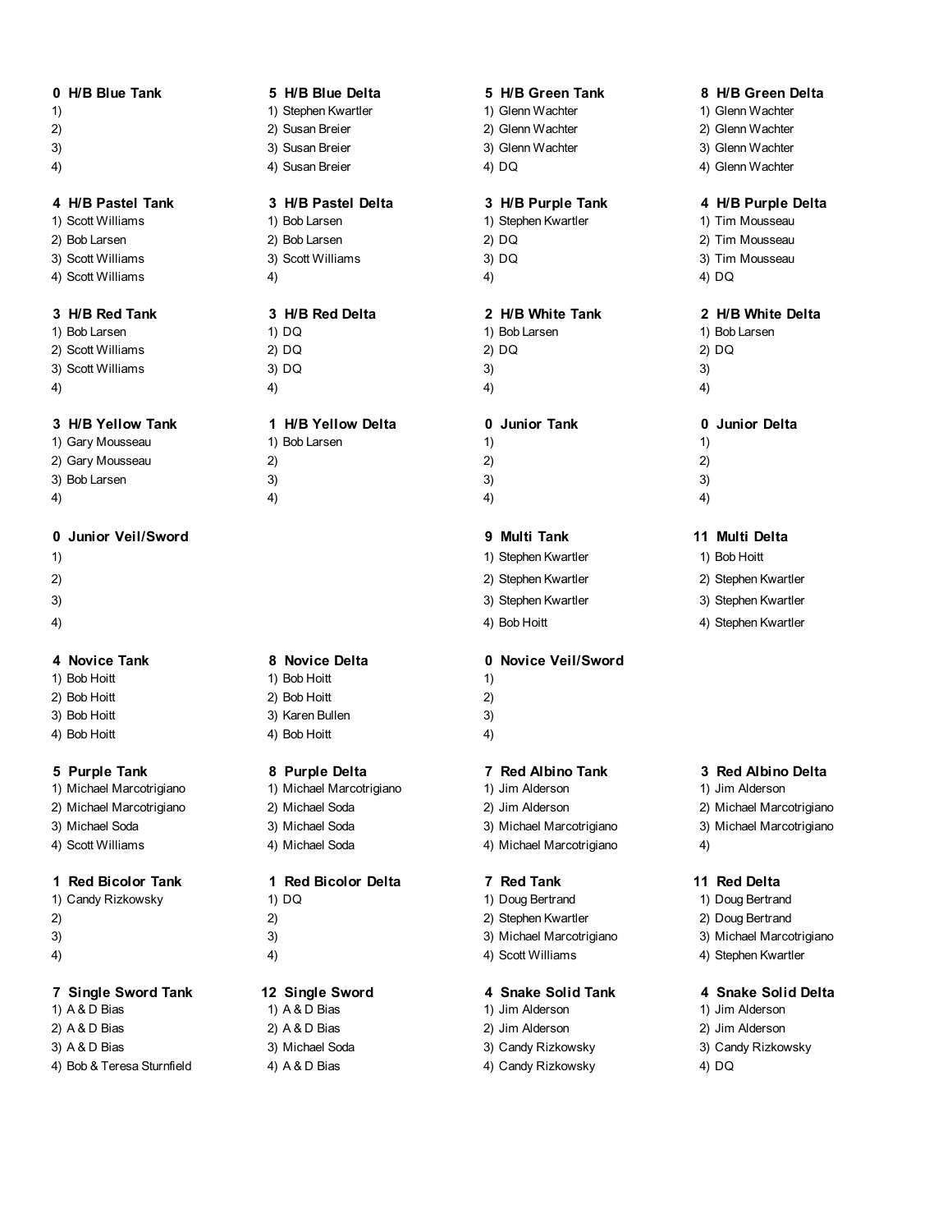**0 H/B Blue Tank**
1)
2)
3)
4)

**5 H/B Blue Delta**
1) Stephen Kwartler
2) Susan Breier
3) Susan Breier
4) Susan Breier

**5 H/B Green Tank**
1) Glenn Wachter
2) Glenn Wachter
3) Glenn Wachter
4) DQ

**8 H/B Green Delta**
1) Glenn Wachter
2) Glenn Wachter
3) Glenn Wachter
4) Glenn Wachter

**4 H/B Pastel Tank**
1) Scott Williams
2) Bob Larsen
3) Scott Williams
4) Scott Williams

**3 H/B Pastel Delta**
1) Bob Larsen
2) Bob Larsen
3) Scott Williams
4)

**3 H/B Purple Tank**
1) Stephen Kwartler
2) DQ
3) DQ
4)

**4 H/B Purple Delta**
1) Tim Mousseau
2) Tim Mousseau
3) Tim Mousseau
4) DQ

**3 H/B Red Tank**
1) Bob Larsen
2) Scott Williams
3) Scott Williams
4)

**3 H/B Red Delta**
1) DQ
2) DQ
3) DQ
4)

**2 H/B White Tank**
1) Bob Larsen
2) DQ
3)
4)

**2 H/B White Delta**
1) Bob Larsen
2) DQ
3)
4)

**3 H/B Yellow Tank**
1) Gary Mousseau
2) Gary Mousseau
3) Bob Larsen
4)

**1 H/B Yellow Delta**
1) Bob Larsen
2)
3)
4)

**0 Junior Tank**
1)
2)
3)
4)

**0 Junior Delta**
1)
2)
3)
4)

**0 Junior Veil/Sword**
1)
2)
3)
4)

**9 Multi Tank**
1) Stephen Kwartler
2) Stephen Kwartler
3) Stephen Kwartler
4) Bob Hoitt

**11 Multi Delta**
1) Bob Hoitt
2) Stephen Kwartler
3) Stephen Kwartler
4) Stephen Kwartler

**4 Novice Tank**
1) Bob Hoitt
2) Bob Hoitt
3) Bob Hoitt
4) Bob Hoitt

**8 Novice Delta**
1) Bob Hoitt
2) Bob Hoitt
3) Karen Bullen
4) Bob Hoitt

**0 Novice Veil/Sword**
1)
2)
3)
4)

**5 Purple Tank**
1) Michael Marcotrigiano
2) Michael Marcotrigiano
3) Michael Soda
4) Scott Williams

**8 Purple Delta**
1) Michael Marcotrigiano
2) Michael Soda
3) Michael Soda
4) Michael Soda

**7 Red Albino Tank**
1) Jim Alderson
2) Jim Alderson
3) Michael Marcotrigiano
4) Michael Marcotrigiano

**3 Red Albino Delta**
1) Jim Alderson
2) Michael Marcotrigiano
3) Michael Marcotrigiano
4)

**1 Red Bicolor Tank**
1) Candy Rizkowsky
2)
3)
4)

**1 Red Bicolor Delta**
1) DQ
2)
3)
4)

**7 Red Tank**
1) Doug Bertrand
2) Stephen Kwartler
3) Michael Marcotrigiano
4) Scott Williams

**11 Red Delta**
1) Doug Bertrand
2) Doug Bertrand
3) Michael Marcotrigiano
4) Stephen Kwartler

**7 Single Sword Tank**
1) A & D Bias
2) A & D Bias
3) A & D Bias
4) Bob & Teresa Sturnfield

**12 Single Sword**
1) A & D Bias
2) A & D Bias
3) Michael Soda
4) A & D Bias

**4 Snake Solid Tank**
1) Jim Alderson
2) Jim Alderson
3) Candy Rizkowsky
4) Candy Rizkowsky

**4 Snake Solid Delta**
1) Jim Alderson
2) Jim Alderson
3) Candy Rizkowsky
4) DQ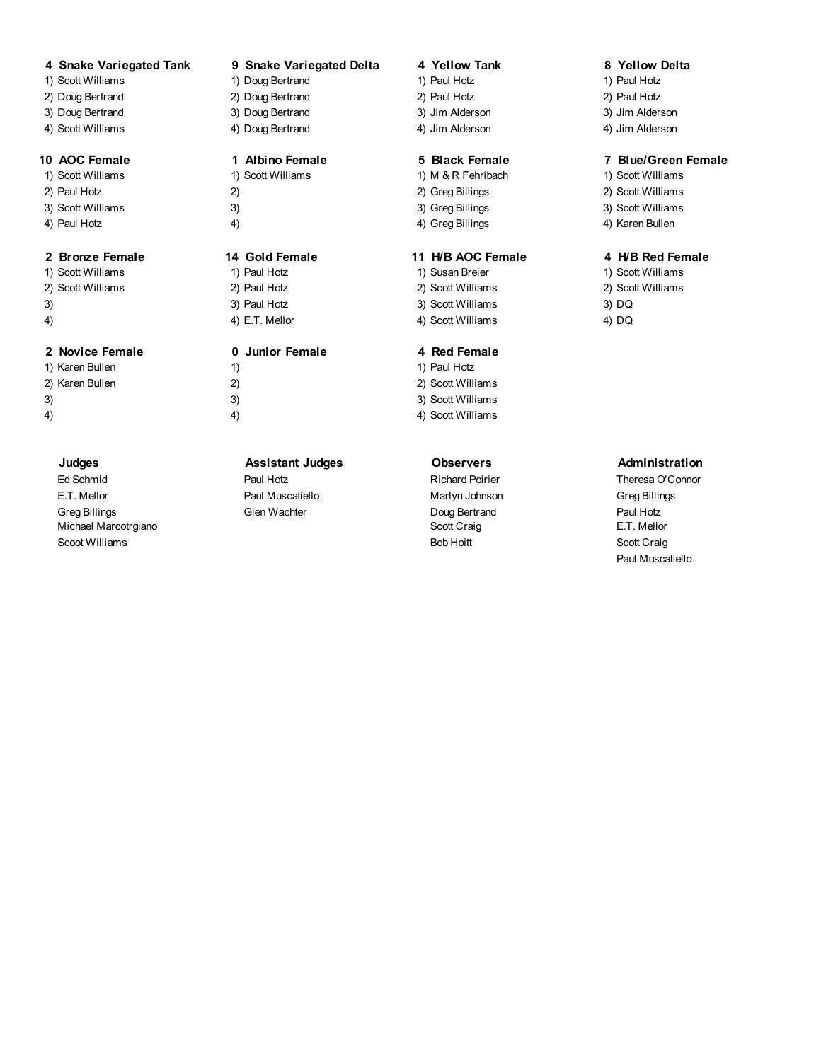**4 Snake Variegated Tank**
1) Scott Williams
2) Doug Bertrand
3) Doug Bertrand
4) Scott Williams

**9 Snake Variegated Delta**
1) Doug Bertrand
2) Doug Bertrand
3) Doug Bertrand
4) Doug Bertrand

**4 Yellow Tank**
1) Paul Hotz
2) Paul Hotz
3) Jim Alderson
4) Jim Alderson

**8 Yellow Delta**
1) Paul Hotz
2) Paul Hotz
3) Jim Alderson
4) Jim Alderson

**10 AOC Female**
1) Scott Williams
2) Paul Hotz
3) Scott Williams
4) Paul Hotz

**1 Albino Female**
1) Scott Williams
2)
3)
4)

**5 Black Female**
1) M & R Fehribach
2) Greg Billings
3) Greg Billings
4) Greg Billings

**7 Blue/Green Female**
1) Scott Williams
2) Scott Williams
3) Scott Williams
4) Karen Bullen

**2 Bronze Female**
1) Scott Williams
2) Scott Williams
3)
4)

**14 Gold Female**
1) Paul Hotz
2) Paul Hotz
3) Paul Hotz
4) E.T. Mellor

**11 H/B AOC Female**
1) Susan Breier
2) Scott Williams
3) Scott Williams
4) Scott Williams

**4 H/B Red Female**
1) Scott Williams
2) Scott Williams
3) DQ
4) DQ

**2 Novice Female**
1) Karen Bullen
2) Karen Bullen
3)
4)

**0 Junior Female**
1)
2)
3)
4)

**4 Red Female**
1) Paul Hotz
2) Scott Williams
3) Scott Williams
4) Scott Williams

| Judges | Assistant Judges | Observers | Administration |
|---|---|---|---|
| Ed Schmid | Paul Hotz | Richard Poirier | Theresa O'Connor |
| E.T. Mellor | Paul Muscatiello | Marlyn Johnson | Greg Billings |
| Greg Billings | Glen Wachter | Doug Bertrand | Paul Hotz |
| Michael Marcotrgiano | | Scott Craig | E.T. Mellor |
| Scoot Williams | | Bob Hoitt | Scott Craig |
| | | | Paul Muscatiello |